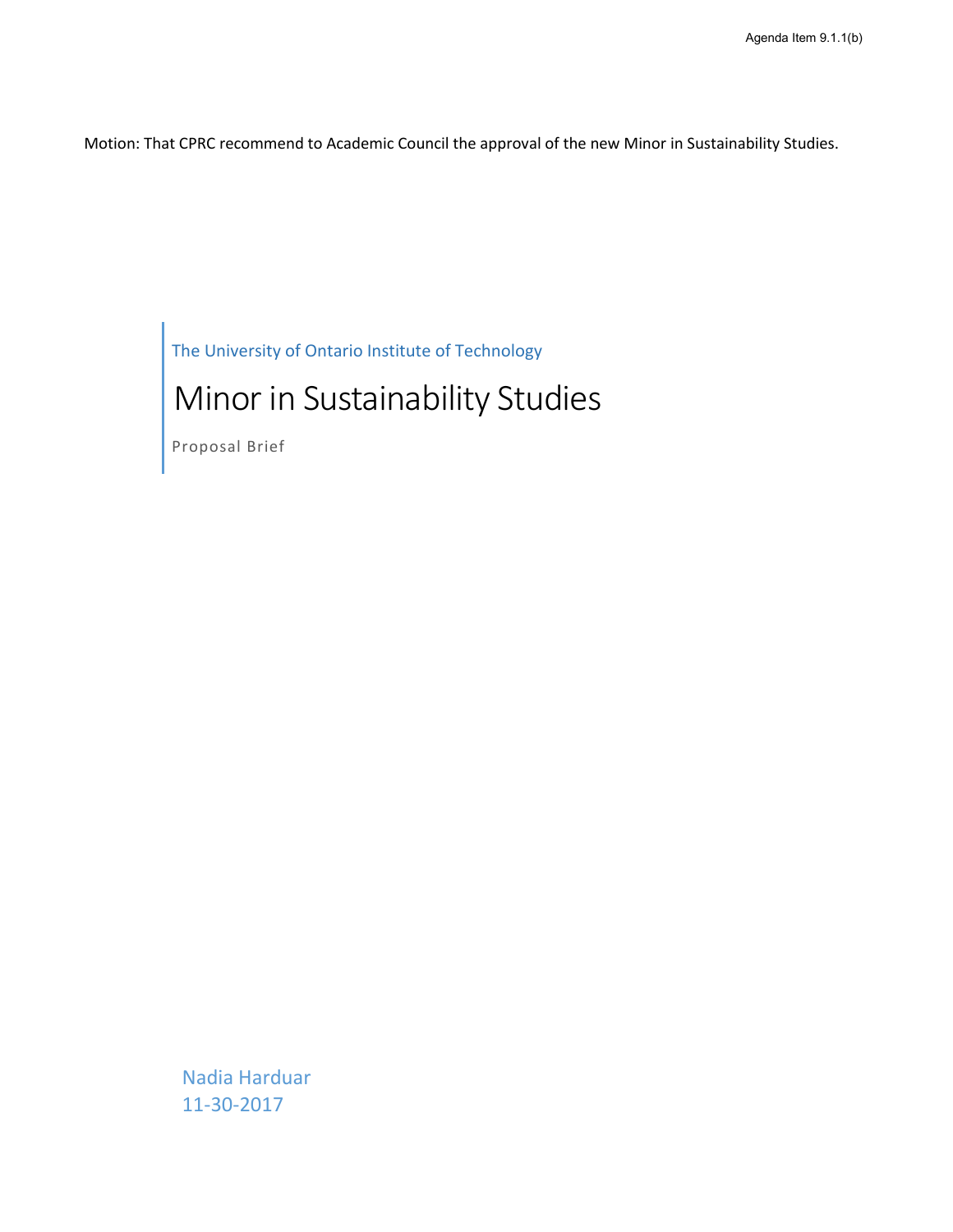Agenda Item 9.1.1(b)

Motion: That CPRC recommend to Academic Council the approval of the new Minor in Sustainability Studies.

The University of Ontario Institute of Technology

# Minor in Sustainability Studies

Proposal Brief

Nadia Harduar
11-30-2017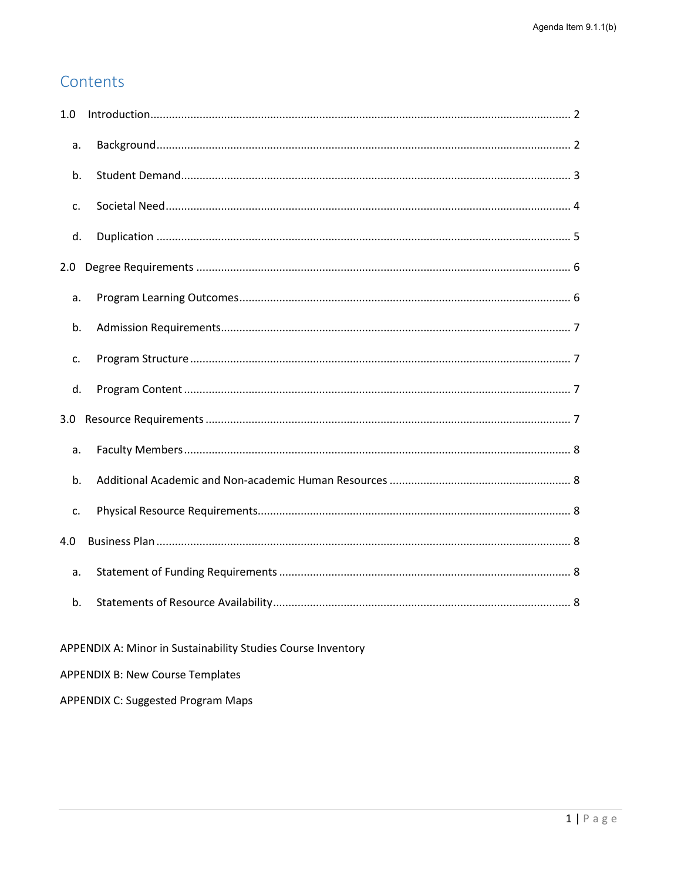# Contents

1.0 Introduction ........................................................ 2

- a. Background ........................................................ 2
- b. Student Demand ........................................................ 3
- c. Societal Need ........................................................ 4
- d. Duplication ........................................................ 5

2.0 Degree Requirements ........................................................ 6

- a. Program Learning Outcomes ........................................................ 6
- b. Admission Requirements ........................................................ 7
- c. Program Structure ........................................................ 7
- d. Program Content ........................................................ 7

3.0 Resource Requirements ........................................................ 7

- a. Faculty Members ........................................................ 8
- b. Additional Academic and Non-academic Human Resources ........................................................ 8
- c. Physical Resource Requirements ........................................................ 8

4.0 Business Plan ........................................................ 8

- a. Statement of Funding Requirements ........................................................ 8
- b. Statements of Resource Availability ........................................................ 8

APPENDIX A: Minor in Sustainability Studies Course Inventory

APPENDIX B: New Course Templates

APPENDIX C: Suggested Program Maps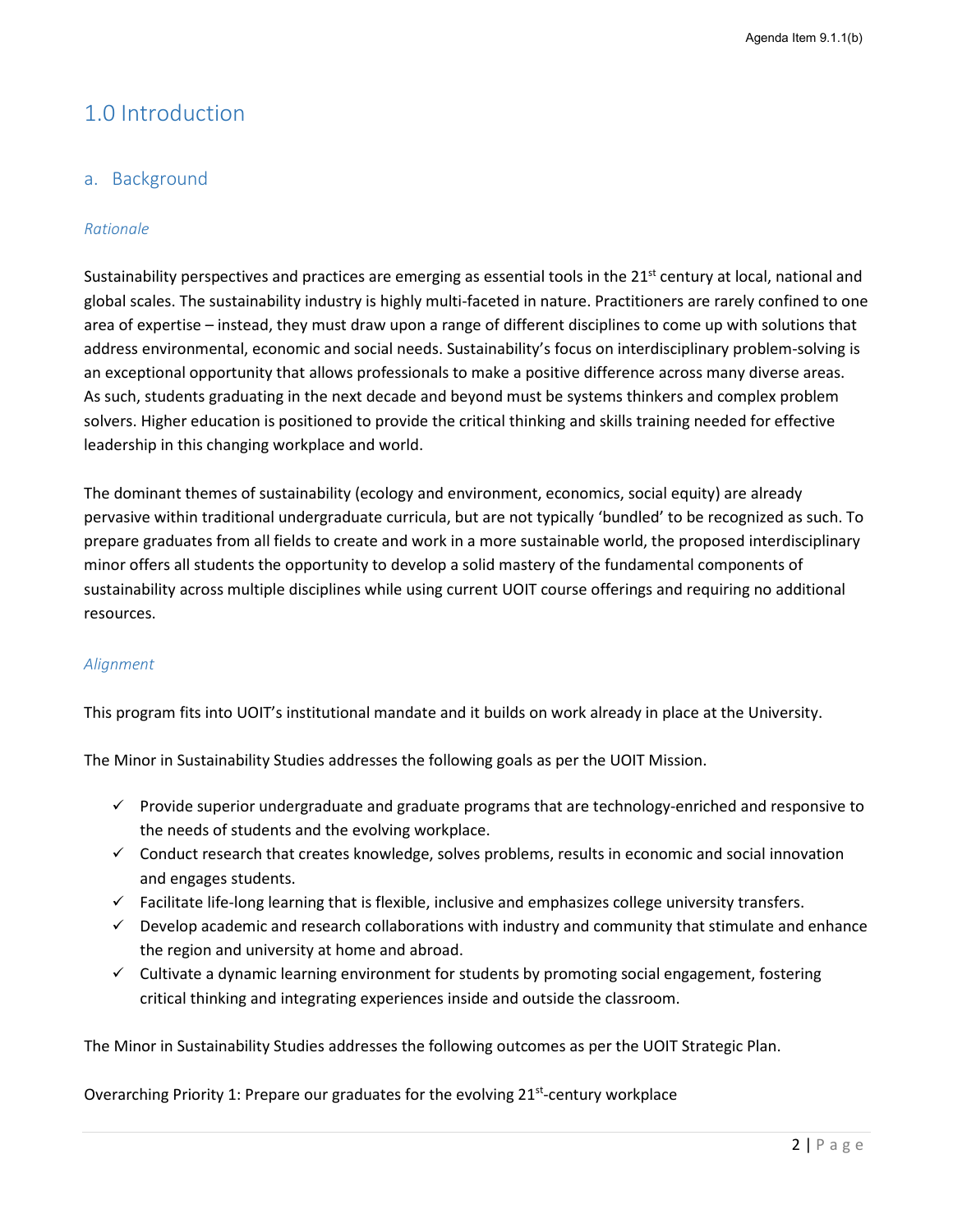# 1.0 Introduction

## a. Background

### *Rationale*

Sustainability perspectives and practices are emerging as essential tools in the 21st century at local, national and global scales. The sustainability industry is highly multi-faceted in nature. Practitioners are rarely confined to one area of expertise – instead, they must draw upon a range of different disciplines to come up with solutions that address environmental, economic and social needs. Sustainability's focus on interdisciplinary problem-solving is an exceptional opportunity that allows professionals to make a positive difference across many diverse areas. As such, students graduating in the next decade and beyond must be systems thinkers and complex problem solvers. Higher education is positioned to provide the critical thinking and skills training needed for effective leadership in this changing workplace and world.

The dominant themes of sustainability (ecology and environment, economics, social equity) are already pervasive within traditional undergraduate curricula, but are not typically 'bundled' to be recognized as such. To prepare graduates from all fields to create and work in a more sustainable world, the proposed interdisciplinary minor offers all students the opportunity to develop a solid mastery of the fundamental components of sustainability across multiple disciplines while using current UOIT course offerings and requiring no additional resources.

### *Alignment*

This program fits into UOIT's institutional mandate and it builds on work already in place at the University.

The Minor in Sustainability Studies addresses the following goals as per the UOIT Mission.

- ✓ Provide superior undergraduate and graduate programs that are technology-enriched and responsive to the needs of students and the evolving workplace.
- ✓ Conduct research that creates knowledge, solves problems, results in economic and social innovation and engages students.
- ✓ Facilitate life-long learning that is flexible, inclusive and emphasizes college university transfers.
- ✓ Develop academic and research collaborations with industry and community that stimulate and enhance the region and university at home and abroad.
- ✓ Cultivate a dynamic learning environment for students by promoting social engagement, fostering critical thinking and integrating experiences inside and outside the classroom.

The Minor in Sustainability Studies addresses the following outcomes as per the UOIT Strategic Plan.

Overarching Priority 1: Prepare our graduates for the evolving 21st-century workplace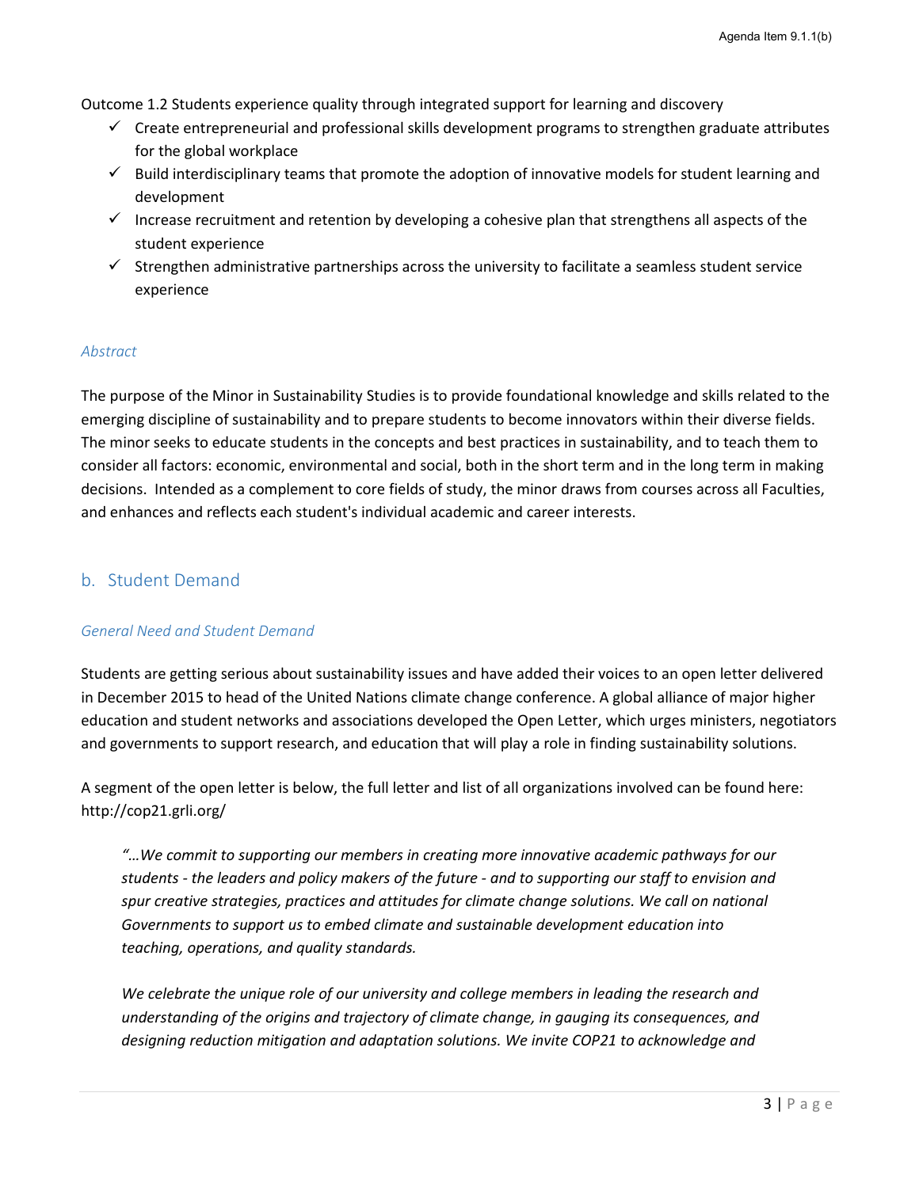Outcome 1.2 Students experience quality through integrated support for learning and discovery

- ✓ Create entrepreneurial and professional skills development programs to strengthen graduate attributes for the global workplace
- ✓ Build interdisciplinary teams that promote the adoption of innovative models for student learning and development
- ✓ Increase recruitment and retention by developing a cohesive plan that strengthens all aspects of the student experience
- ✓ Strengthen administrative partnerships across the university to facilitate a seamless student service experience

### *Abstract*

The purpose of the Minor in Sustainability Studies is to provide foundational knowledge and skills related to the emerging discipline of sustainability and to prepare students to become innovators within their diverse fields. The minor seeks to educate students in the concepts and best practices in sustainability, and to teach them to consider all factors: economic, environmental and social, both in the short term and in the long term in making decisions. Intended as a complement to core fields of study, the minor draws from courses across all Faculties, and enhances and reflects each student's individual academic and career interests.

## b. Student Demand

### *General Need and Student Demand*

Students are getting serious about sustainability issues and have added their voices to an open letter delivered in December 2015 to head of the United Nations climate change conference. A global alliance of major higher education and student networks and associations developed the Open Letter, which urges ministers, negotiators and governments to support research, and education that will play a role in finding sustainability solutions.

A segment of the open letter is below, the full letter and list of all organizations involved can be found here: http://cop21.grli.org/

> *"…We commit to supporting our members in creating more innovative academic pathways for our students - the leaders and policy makers of the future - and to supporting our staff to envision and spur creative strategies, practices and attitudes for climate change solutions. We call on national Governments to support us to embed climate and sustainable development education into teaching, operations, and quality standards.*
>
> *We celebrate the unique role of our university and college members in leading the research and understanding of the origins and trajectory of climate change, in gauging its consequences, and designing reduction mitigation and adaptation solutions. We invite COP21 to acknowledge and*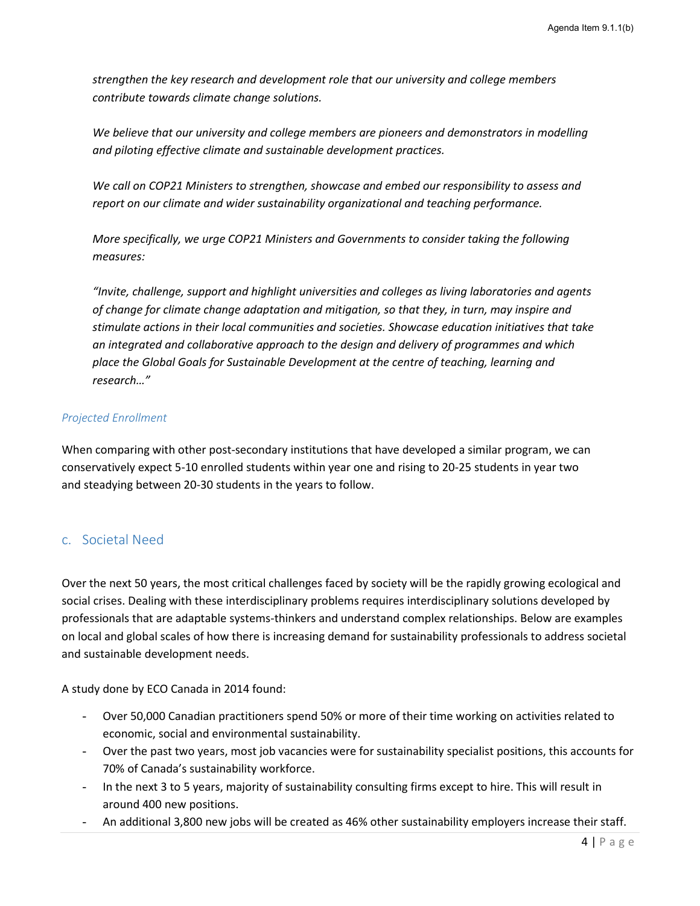*strengthen the key research and development role that our university and college members contribute towards climate change solutions.*

*We believe that our university and college members are pioneers and demonstrators in modelling and piloting effective climate and sustainable development practices.*

*We call on COP21 Ministers to strengthen, showcase and embed our responsibility to assess and report on our climate and wider sustainability organizational and teaching performance.*

*More specifically, we urge COP21 Ministers and Governments to consider taking the following measures:*

*"Invite, challenge, support and highlight universities and colleges as living laboratories and agents of change for climate change adaptation and mitigation, so that they, in turn, may inspire and stimulate actions in their local communities and societies. Showcase education initiatives that take an integrated and collaborative approach to the design and delivery of programmes and which place the Global Goals for Sustainable Development at the centre of teaching, learning and research…"*

*Projected Enrollment*

When comparing with other post-secondary institutions that have developed a similar program, we can conservatively expect 5-10 enrolled students within year one and rising to 20-25 students in year two and steadying between 20-30 students in the years to follow.

## c. Societal Need

Over the next 50 years, the most critical challenges faced by society will be the rapidly growing ecological and social crises. Dealing with these interdisciplinary problems requires interdisciplinary solutions developed by professionals that are adaptable systems-thinkers and understand complex relationships. Below are examples on local and global scales of how there is increasing demand for sustainability professionals to address societal and sustainable development needs.

A study done by ECO Canada in 2014 found:

- Over 50,000 Canadian practitioners spend 50% or more of their time working on activities related to economic, social and environmental sustainability.
- Over the past two years, most job vacancies were for sustainability specialist positions, this accounts for 70% of Canada's sustainability workforce.
- In the next 3 to 5 years, majority of sustainability consulting firms except to hire. This will result in around 400 new positions.
- An additional 3,800 new jobs will be created as 46% other sustainability employers increase their staff.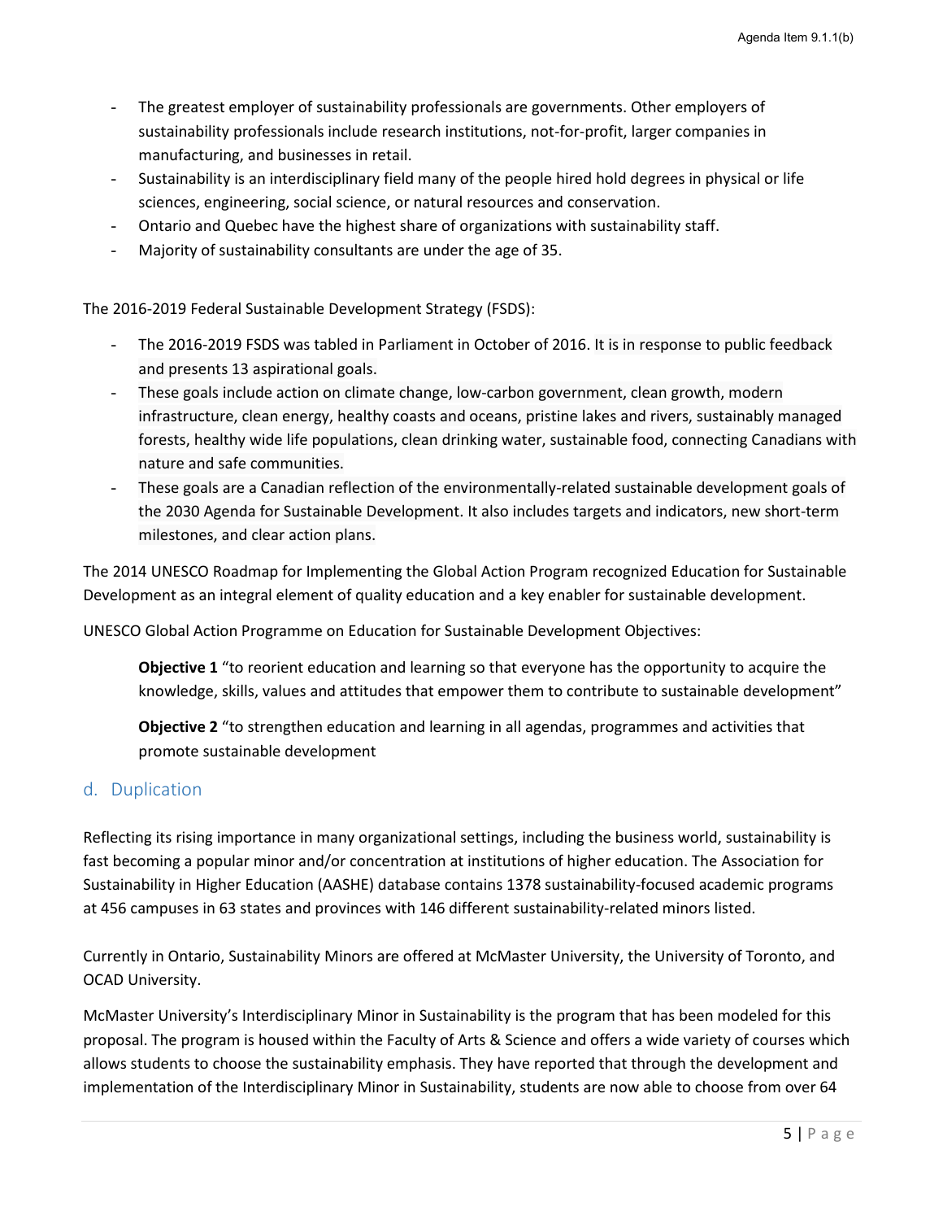- The greatest employer of sustainability professionals are governments. Other employers of sustainability professionals include research institutions, not-for-profit, larger companies in manufacturing, and businesses in retail.
- Sustainability is an interdisciplinary field many of the people hired hold degrees in physical or life sciences, engineering, social science, or natural resources and conservation.
- Ontario and Quebec have the highest share of organizations with sustainability staff.
- Majority of sustainability consultants are under the age of 35.

The 2016-2019 Federal Sustainable Development Strategy (FSDS):

- The 2016-2019 FSDS was tabled in Parliament in October of 2016. It is in response to public feedback and presents 13 aspirational goals.
- These goals include action on climate change, low-carbon government, clean growth, modern infrastructure, clean energy, healthy coasts and oceans, pristine lakes and rivers, sustainably managed forests, healthy wide life populations, clean drinking water, sustainable food, connecting Canadians with nature and safe communities.
- These goals are a Canadian reflection of the environmentally-related sustainable development goals of the 2030 Agenda for Sustainable Development. It also includes targets and indicators, new short-term milestones, and clear action plans.

The 2014 UNESCO Roadmap for Implementing the Global Action Program recognized Education for Sustainable Development as an integral element of quality education and a key enabler for sustainable development.

UNESCO Global Action Programme on Education for Sustainable Development Objectives:

> **Objective 1** "to reorient education and learning so that everyone has the opportunity to acquire the knowledge, skills, values and attitudes that empower them to contribute to sustainable development"
>
> **Objective 2** "to strengthen education and learning in all agendas, programmes and activities that promote sustainable development

## d. Duplication

Reflecting its rising importance in many organizational settings, including the business world, sustainability is fast becoming a popular minor and/or concentration at institutions of higher education. The Association for Sustainability in Higher Education (AASHE) database contains 1378 sustainability-focused academic programs at 456 campuses in 63 states and provinces with 146 different sustainability-related minors listed.

Currently in Ontario, Sustainability Minors are offered at McMaster University, the University of Toronto, and OCAD University.

McMaster University's Interdisciplinary Minor in Sustainability is the program that has been modeled for this proposal. The program is housed within the Faculty of Arts & Science and offers a wide variety of courses which allows students to choose the sustainability emphasis. They have reported that through the development and implementation of the Interdisciplinary Minor in Sustainability, students are now able to choose from over 64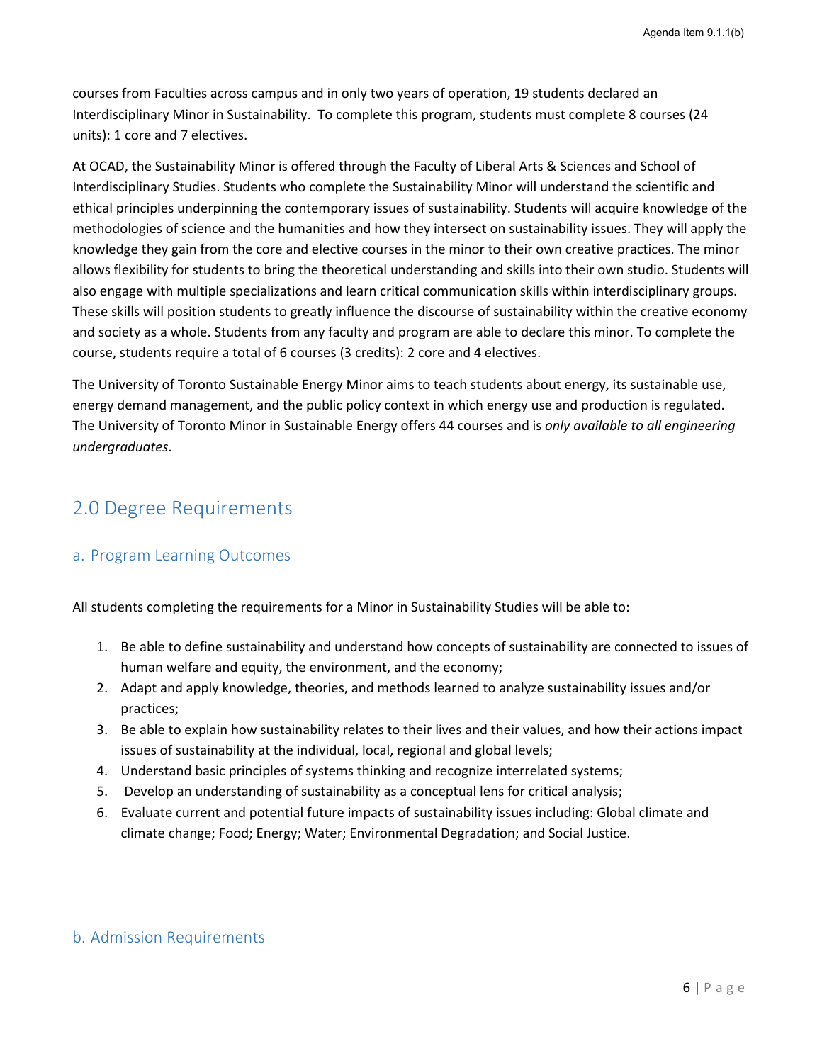courses from Faculties across campus and in only two years of operation, 19 students declared an Interdisciplinary Minor in Sustainability. To complete this program, students must complete 8 courses (24 units): 1 core and 7 electives.

At OCAD, the Sustainability Minor is offered through the Faculty of Liberal Arts & Sciences and School of Interdisciplinary Studies. Students who complete the Sustainability Minor will understand the scientific and ethical principles underpinning the contemporary issues of sustainability. Students will acquire knowledge of the methodologies of science and the humanities and how they intersect on sustainability issues. They will apply the knowledge they gain from the core and elective courses in the minor to their own creative practices. The minor allows flexibility for students to bring the theoretical understanding and skills into their own studio. Students will also engage with multiple specializations and learn critical communication skills within interdisciplinary groups. These skills will position students to greatly influence the discourse of sustainability within the creative economy and society as a whole. Students from any faculty and program are able to declare this minor. To complete the course, students require a total of 6 courses (3 credits): 2 core and 4 electives.

The University of Toronto Sustainable Energy Minor aims to teach students about energy, its sustainable use, energy demand management, and the public policy context in which energy use and production is regulated. The University of Toronto Minor in Sustainable Energy offers 44 courses and is *only available to all engineering undergraduates*.

## 2.0 Degree Requirements

### a. Program Learning Outcomes

All students completing the requirements for a Minor in Sustainability Studies will be able to:

1. Be able to define sustainability and understand how concepts of sustainability are connected to issues of human welfare and equity, the environment, and the economy;
2. Adapt and apply knowledge, theories, and methods learned to analyze sustainability issues and/or practices;
3. Be able to explain how sustainability relates to their lives and their values, and how their actions impact issues of sustainability at the individual, local, regional and global levels;
4. Understand basic principles of systems thinking and recognize interrelated systems;
5. Develop an understanding of sustainability as a conceptual lens for critical analysis;
6. Evaluate current and potential future impacts of sustainability issues including: Global climate and climate change; Food; Energy; Water; Environmental Degradation; and Social Justice.

### b. Admission Requirements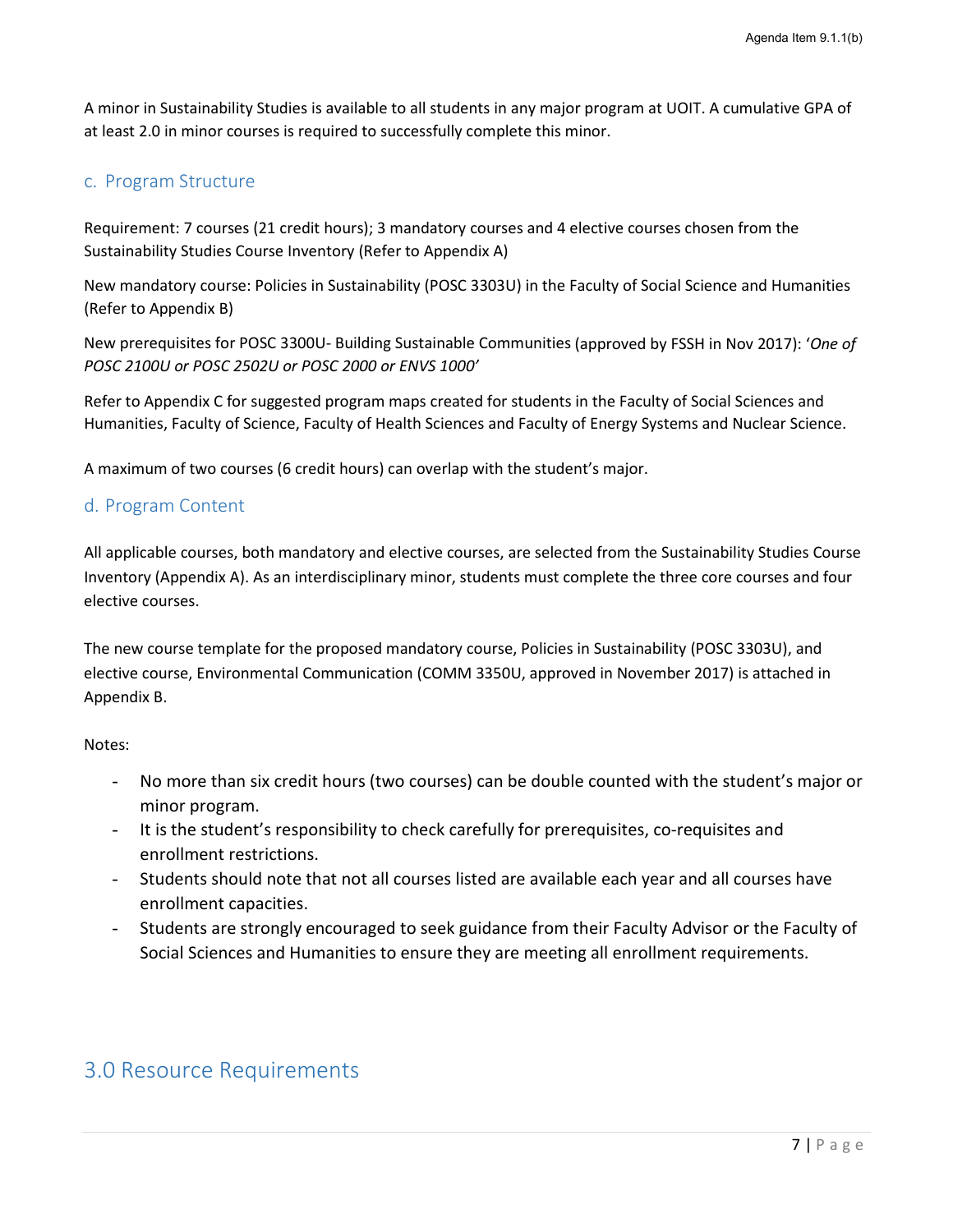A minor in Sustainability Studies is available to all students in any major program at UOIT. A cumulative GPA of at least 2.0 in minor courses is required to successfully complete this minor.

### c. Program Structure

Requirement: 7 courses (21 credit hours); 3 mandatory courses and 4 elective courses chosen from the Sustainability Studies Course Inventory (Refer to Appendix A)

New mandatory course: Policies in Sustainability (POSC 3303U) in the Faculty of Social Science and Humanities (Refer to Appendix B)

New prerequisites for POSC 3300U- Building Sustainable Communities (approved by FSSH in Nov 2017): '*One of POSC 2100U or POSC 2502U or POSC 2000 or ENVS 1000*'

Refer to Appendix C for suggested program maps created for students in the Faculty of Social Sciences and Humanities, Faculty of Science, Faculty of Health Sciences and Faculty of Energy Systems and Nuclear Science.

A maximum of two courses (6 credit hours) can overlap with the student's major.

### d. Program Content

All applicable courses, both mandatory and elective courses, are selected from the Sustainability Studies Course Inventory (Appendix A). As an interdisciplinary minor, students must complete the three core courses and four elective courses.

The new course template for the proposed mandatory course, Policies in Sustainability (POSC 3303U), and elective course, Environmental Communication (COMM 3350U, approved in November 2017) is attached in Appendix B.

Notes:

- No more than six credit hours (two courses) can be double counted with the student's major or minor program.
- It is the student's responsibility to check carefully for prerequisites, co-requisites and enrollment restrictions.
- Students should note that not all courses listed are available each year and all courses have enrollment capacities.
- Students are strongly encouraged to seek guidance from their Faculty Advisor or the Faculty of Social Sciences and Humanities to ensure they are meeting all enrollment requirements.

## 3.0 Resource Requirements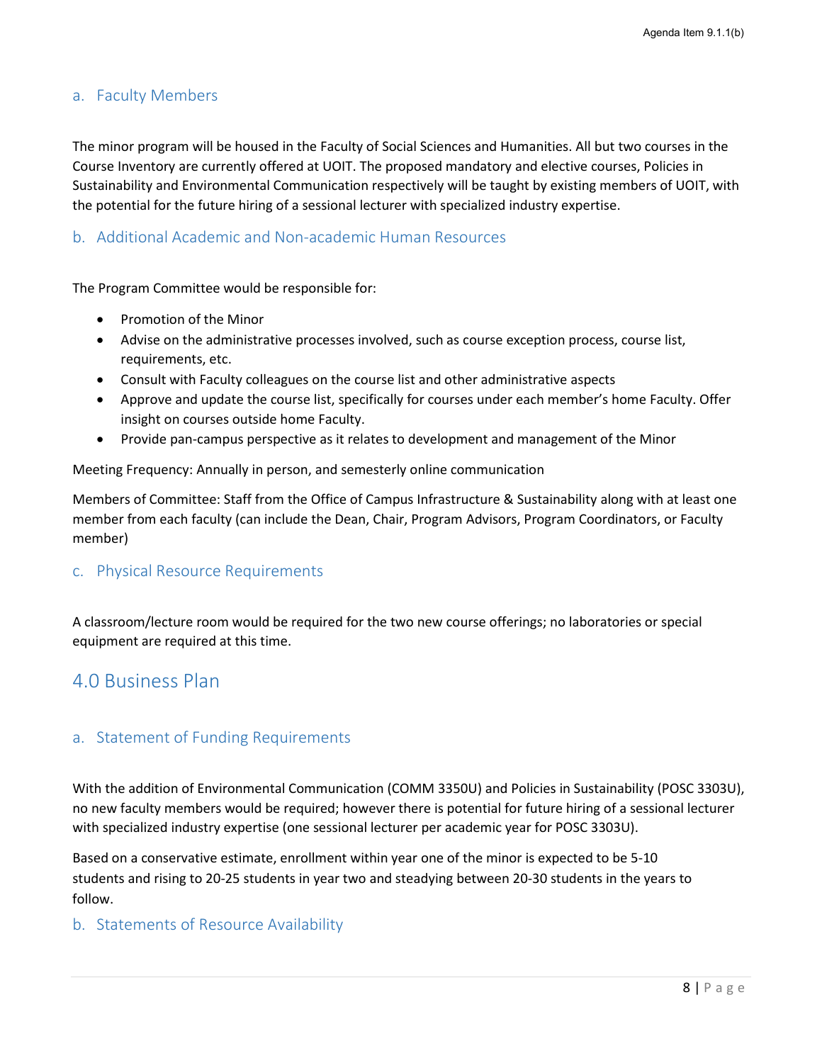### a. Faculty Members

The minor program will be housed in the Faculty of Social Sciences and Humanities. All but two courses in the Course Inventory are currently offered at UOIT. The proposed mandatory and elective courses, Policies in Sustainability and Environmental Communication respectively will be taught by existing members of UOIT, with the potential for the future hiring of a sessional lecturer with specialized industry expertise.

### b. Additional Academic and Non-academic Human Resources

The Program Committee would be responsible for:

- Promotion of the Minor
- Advise on the administrative processes involved, such as course exception process, course list, requirements, etc.
- Consult with Faculty colleagues on the course list and other administrative aspects
- Approve and update the course list, specifically for courses under each member's home Faculty. Offer insight on courses outside home Faculty.
- Provide pan-campus perspective as it relates to development and management of the Minor

Meeting Frequency: Annually in person, and semesterly online communication

Members of Committee: Staff from the Office of Campus Infrastructure & Sustainability along with at least one member from each faculty (can include the Dean, Chair, Program Advisors, Program Coordinators, or Faculty member)

### c. Physical Resource Requirements

A classroom/lecture room would be required for the two new course offerings; no laboratories or special equipment are required at this time.

## 4.0 Business Plan

### a. Statement of Funding Requirements

With the addition of Environmental Communication (COMM 3350U) and Policies in Sustainability (POSC 3303U), no new faculty members would be required; however there is potential for future hiring of a sessional lecturer with specialized industry expertise (one sessional lecturer per academic year for POSC 3303U).

Based on a conservative estimate, enrollment within year one of the minor is expected to be 5-10 students and rising to 20-25 students in year two and steadying between 20-30 students in the years to follow.

### b. Statements of Resource Availability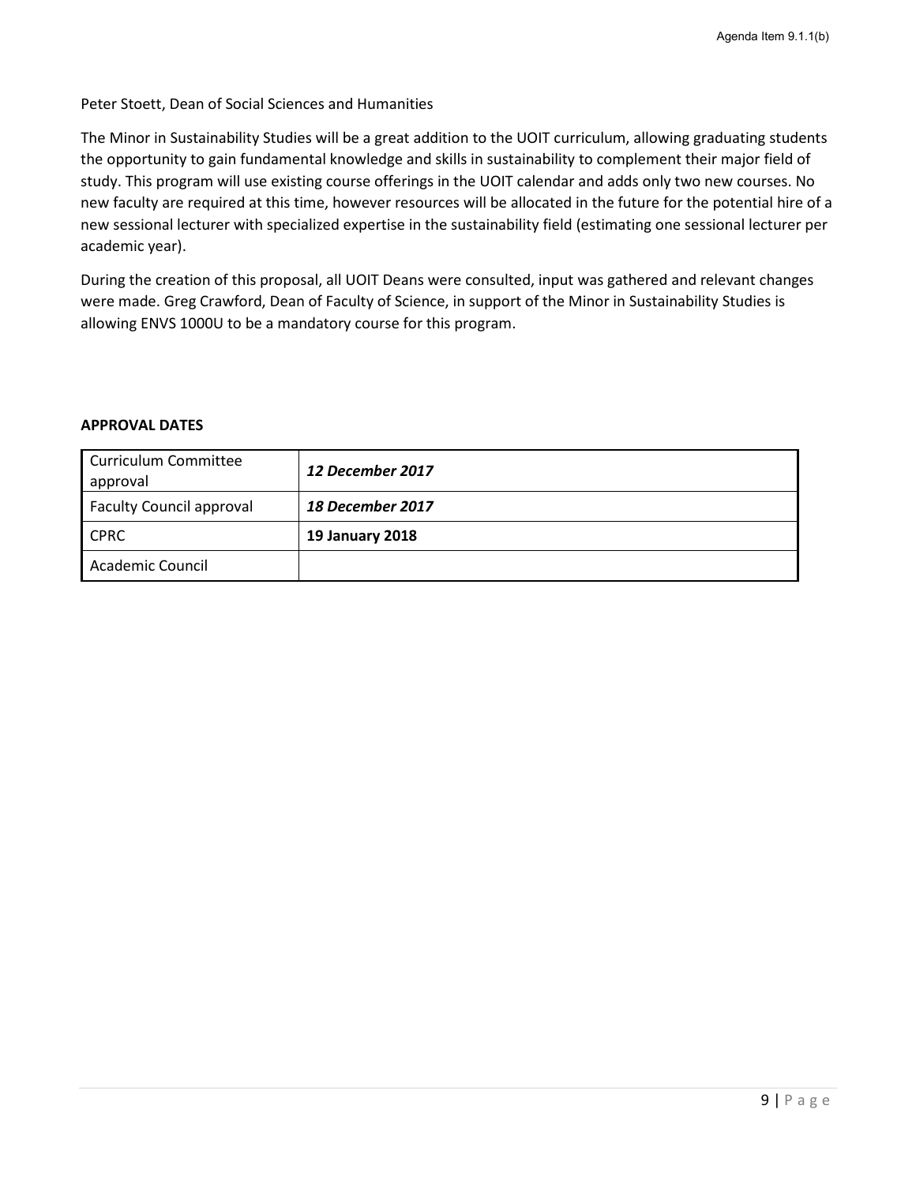Peter Stoett, Dean of Social Sciences and Humanities

The Minor in Sustainability Studies will be a great addition to the UOIT curriculum, allowing graduating students the opportunity to gain fundamental knowledge and skills in sustainability to complement their major field of study. This program will use existing course offerings in the UOIT calendar and adds only two new courses. No new faculty are required at this time, however resources will be allocated in the future for the potential hire of a new sessional lecturer with specialized expertise in the sustainability field (estimating one sessional lecturer per academic year).

During the creation of this proposal, all UOIT Deans were consulted, input was gathered and relevant changes were made. Greg Crawford, Dean of Faculty of Science, in support of the Minor in Sustainability Studies is allowing ENVS 1000U to be a mandatory course for this program.

**APPROVAL DATES**

| | |
|---|---|
| Curriculum Committee approval | ***12 December 2017*** |
| Faculty Council approval | ***18 December 2017*** |
| CPRC | **19 January 2018** |
| Academic Council | |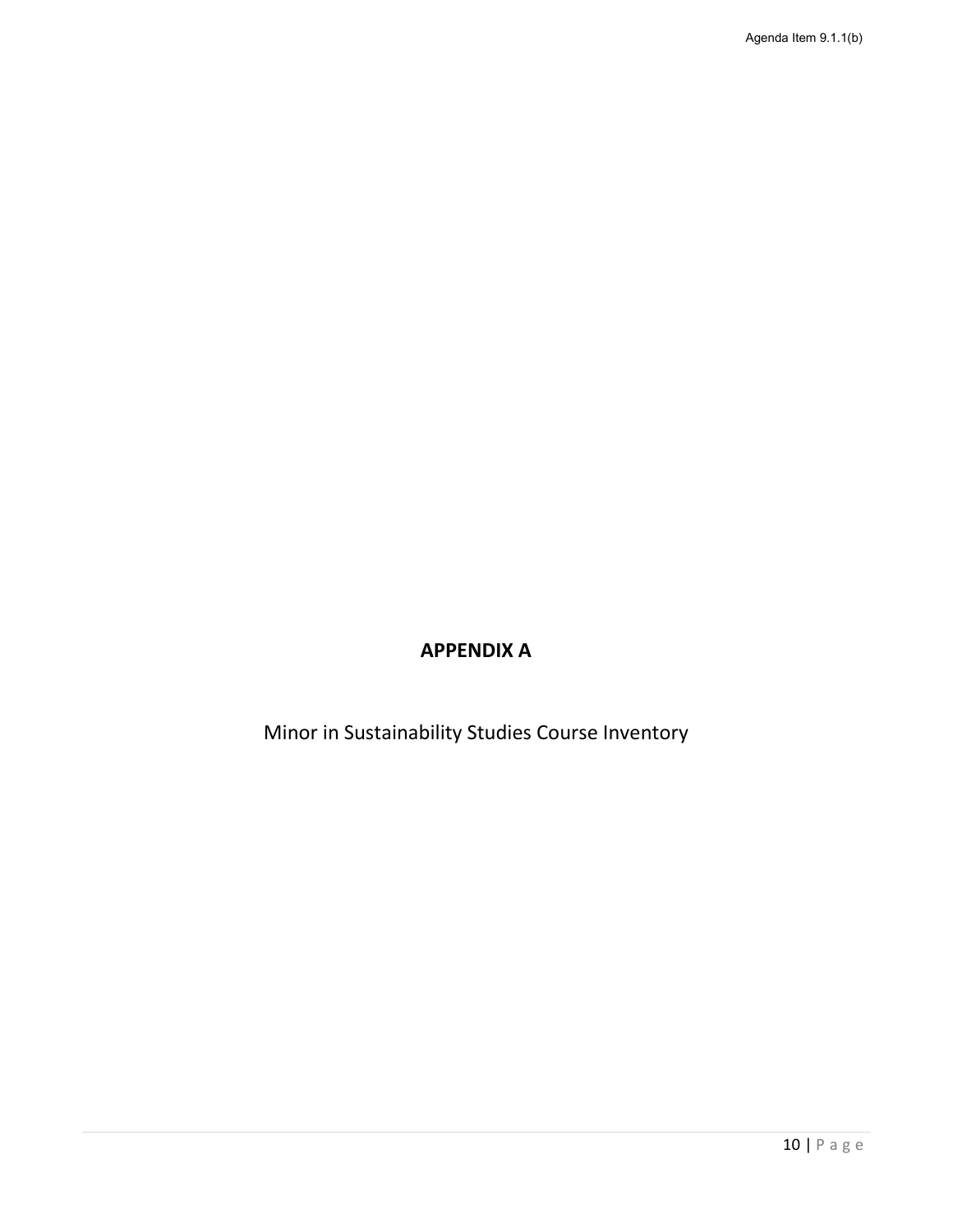# APPENDIX A

Minor in Sustainability Studies Course Inventory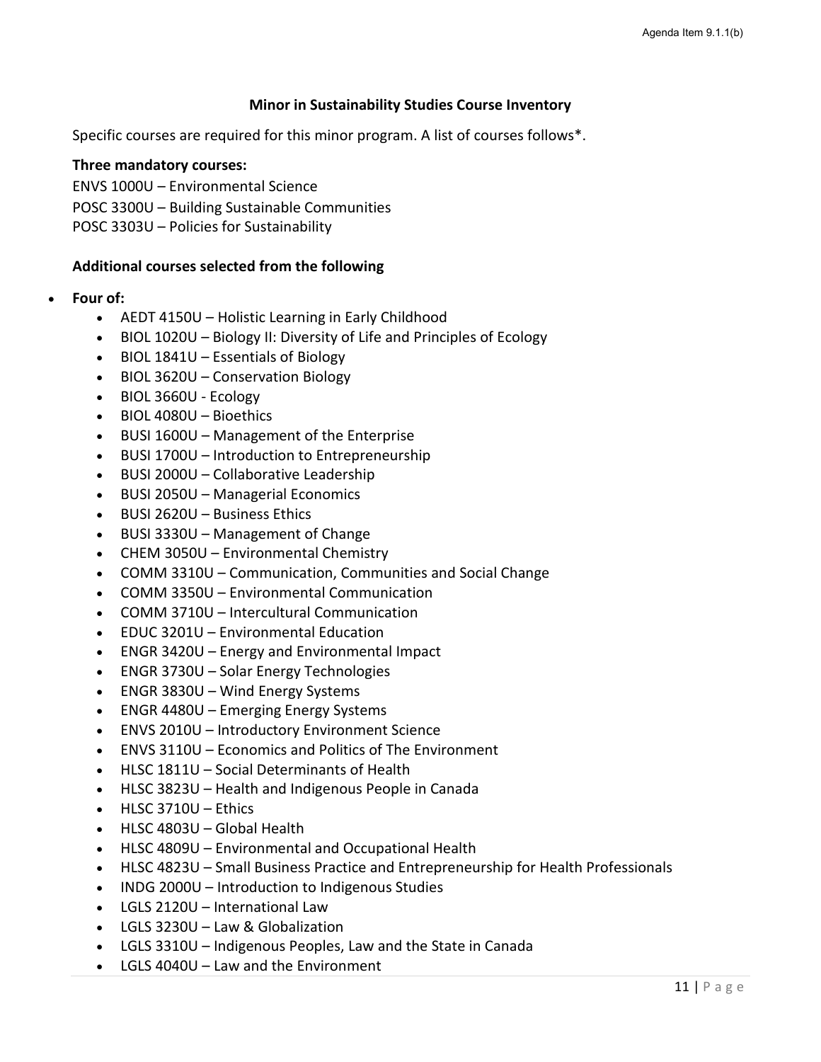### Minor in Sustainability Studies Course Inventory

Specific courses are required for this minor program. A list of courses follows*.

**Three mandatory courses:**

ENVS 1000U – Environmental Science
POSC 3300U – Building Sustainable Communities
POSC 3303U – Policies for Sustainability

**Additional courses selected from the following**

- **Four of:**
  - AEDT 4150U – Holistic Learning in Early Childhood
  - BIOL 1020U – Biology II: Diversity of Life and Principles of Ecology
  - BIOL 1841U – Essentials of Biology
  - BIOL 3620U – Conservation Biology
  - BIOL 3660U - Ecology
  - BIOL 4080U – Bioethics
  - BUSI 1600U – Management of the Enterprise
  - BUSI 1700U – Introduction to Entrepreneurship
  - BUSI 2000U – Collaborative Leadership
  - BUSI 2050U – Managerial Economics
  - BUSI 2620U – Business Ethics
  - BUSI 3330U – Management of Change
  - CHEM 3050U – Environmental Chemistry
  - COMM 3310U – Communication, Communities and Social Change
  - COMM 3350U – Environmental Communication
  - COMM 3710U – Intercultural Communication
  - EDUC 3201U – Environmental Education
  - ENGR 3420U – Energy and Environmental Impact
  - ENGR 3730U – Solar Energy Technologies
  - ENGR 3830U – Wind Energy Systems
  - ENGR 4480U – Emerging Energy Systems
  - ENVS 2010U – Introductory Environment Science
  - ENVS 3110U – Economics and Politics of The Environment
  - HLSC 1811U – Social Determinants of Health
  - HLSC 3823U – Health and Indigenous People in Canada
  - HLSC 3710U – Ethics
  - HLSC 4803U – Global Health
  - HLSC 4809U – Environmental and Occupational Health
  - HLSC 4823U – Small Business Practice and Entrepreneurship for Health Professionals
  - INDG 2000U – Introduction to Indigenous Studies
  - LGLS 2120U – International Law
  - LGLS 3230U – Law & Globalization
  - LGLS 3310U – Indigenous Peoples, Law and the State in Canada
  - LGLS 4040U – Law and the Environment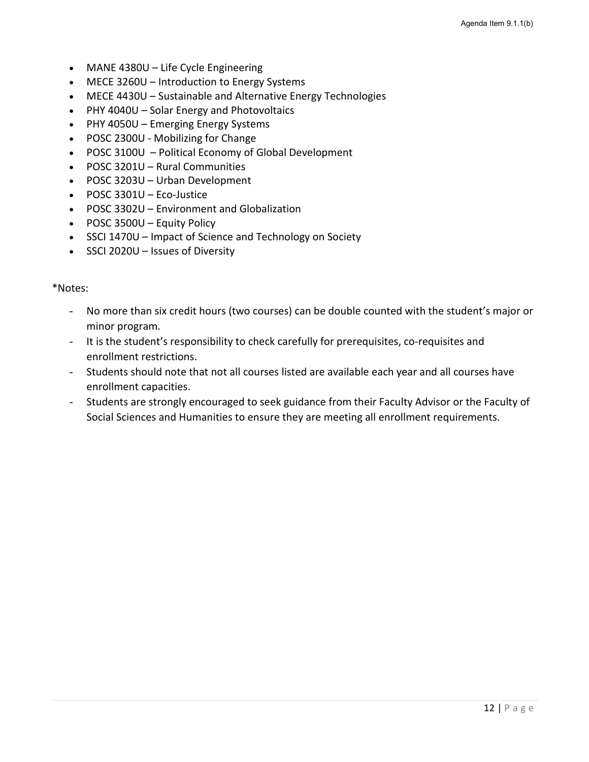- MANE 4380U – Life Cycle Engineering
- MECE 3260U – Introduction to Energy Systems
- MECE 4430U – Sustainable and Alternative Energy Technologies
- PHY 4040U – Solar Energy and Photovoltaics
- PHY 4050U – Emerging Energy Systems
- POSC 2300U - Mobilizing for Change
- POSC 3100U – Political Economy of Global Development
- POSC 3201U – Rural Communities
- POSC 3203U – Urban Development
- POSC 3301U – Eco-Justice
- POSC 3302U – Environment and Globalization
- POSC 3500U – Equity Policy
- SSCI 1470U – Impact of Science and Technology on Society
- SSCI 2020U – Issues of Diversity

*Notes:

- No more than six credit hours (two courses) can be double counted with the student's major or minor program.
- It is the student's responsibility to check carefully for prerequisites, co-requisites and enrollment restrictions.
- Students should note that not all courses listed are available each year and all courses have enrollment capacities.
- Students are strongly encouraged to seek guidance from their Faculty Advisor or the Faculty of Social Sciences and Humanities to ensure they are meeting all enrollment requirements.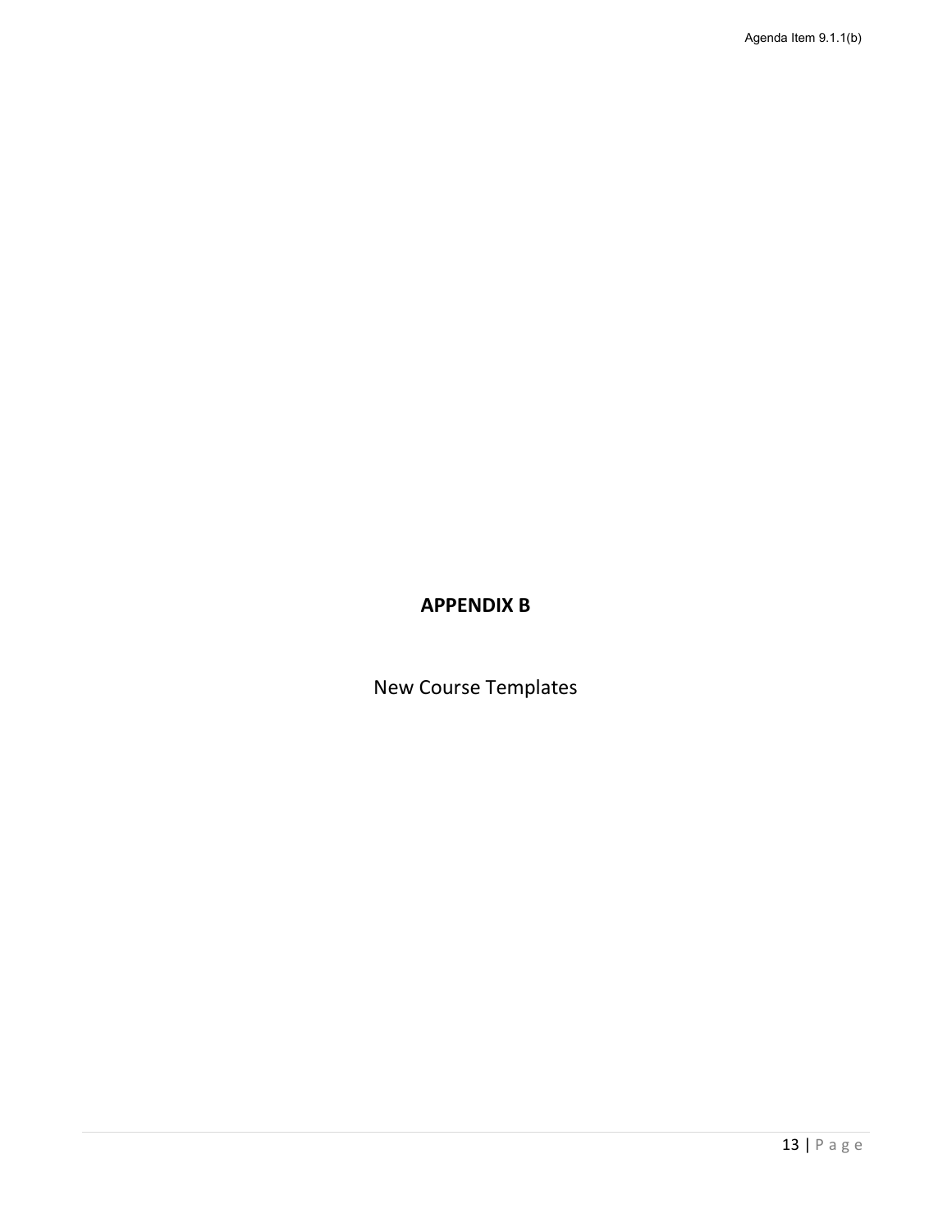# APPENDIX B

New Course Templates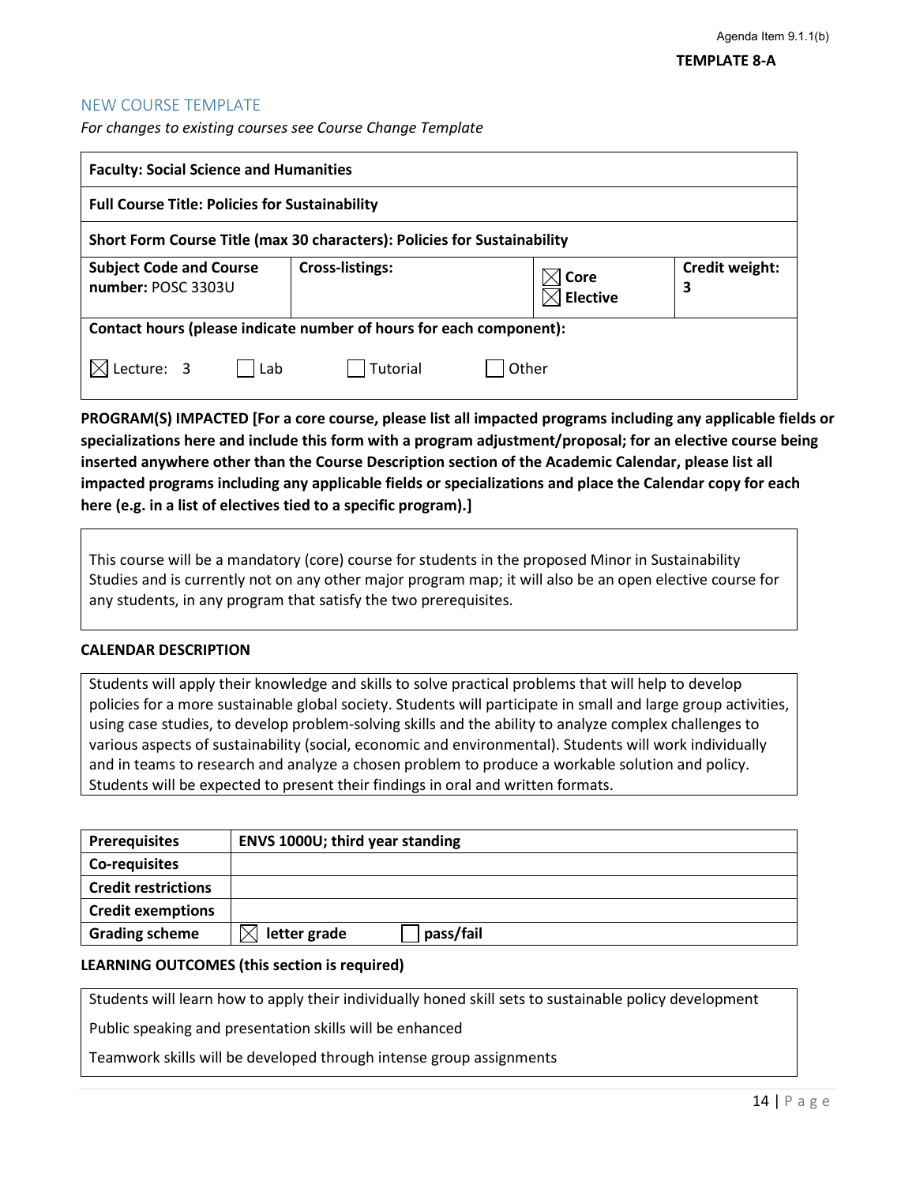Agenda Item 9.1.1(b)

**TEMPLATE 8-A**

## NEW COURSE TEMPLATE

*For changes to existing courses see Course Change Template*

| **Faculty: Social Science and Humanities** | | | |
|---|---|---|---|
| **Full Course Title: Policies for Sustainability** | | | |
| **Short Form Course Title (max 30 characters): Policies for Sustainability** | | | |
| **Subject Code and Course number:** POSC 3303U | **Cross-listings:** | ☒ **Core** ☒ **Elective** | **Credit weight:** 3 |
| **Contact hours (please indicate number of hours for each component):** ☒ Lecture: 3 ☐ Lab ☐ Tutorial ☐ Other | | | |

**PROGRAM(S) IMPACTED [For a core course, please list all impacted programs including any applicable fields or specializations here and include this form with a program adjustment/proposal; for an elective course being inserted anywhere other than the Course Description section of the Academic Calendar, please list all impacted programs including any applicable fields or specializations and place the Calendar copy for each here (e.g. in a list of electives tied to a specific program).]**

This course will be a mandatory (core) course for students in the proposed Minor in Sustainability Studies and is currently not on any other major program map; it will also be an open elective course for any students, in any program that satisfy the two prerequisites.

**CALENDAR DESCRIPTION**

Students will apply their knowledge and skills to solve practical problems that will help to develop policies for a more sustainable global society. Students will participate in small and large group activities, using case studies, to develop problem-solving skills and the ability to analyze complex challenges to various aspects of sustainability (social, economic and environmental). Students will work individually and in teams to research and analyze a chosen problem to produce a workable solution and policy. Students will be expected to present their findings in oral and written formats.

| **Prerequisites** | **ENVS 1000U; third year standing** |
|---|---|
| **Co-requisites** | |
| **Credit restrictions** | |
| **Credit exemptions** | |
| **Grading scheme** | ☒ **letter grade** ☐ **pass/fail** |

**LEARNING OUTCOMES (this section is required)**

Students will learn how to apply their individually honed skill sets to sustainable policy development

Public speaking and presentation skills will be enhanced

Teamwork skills will be developed through intense group assignments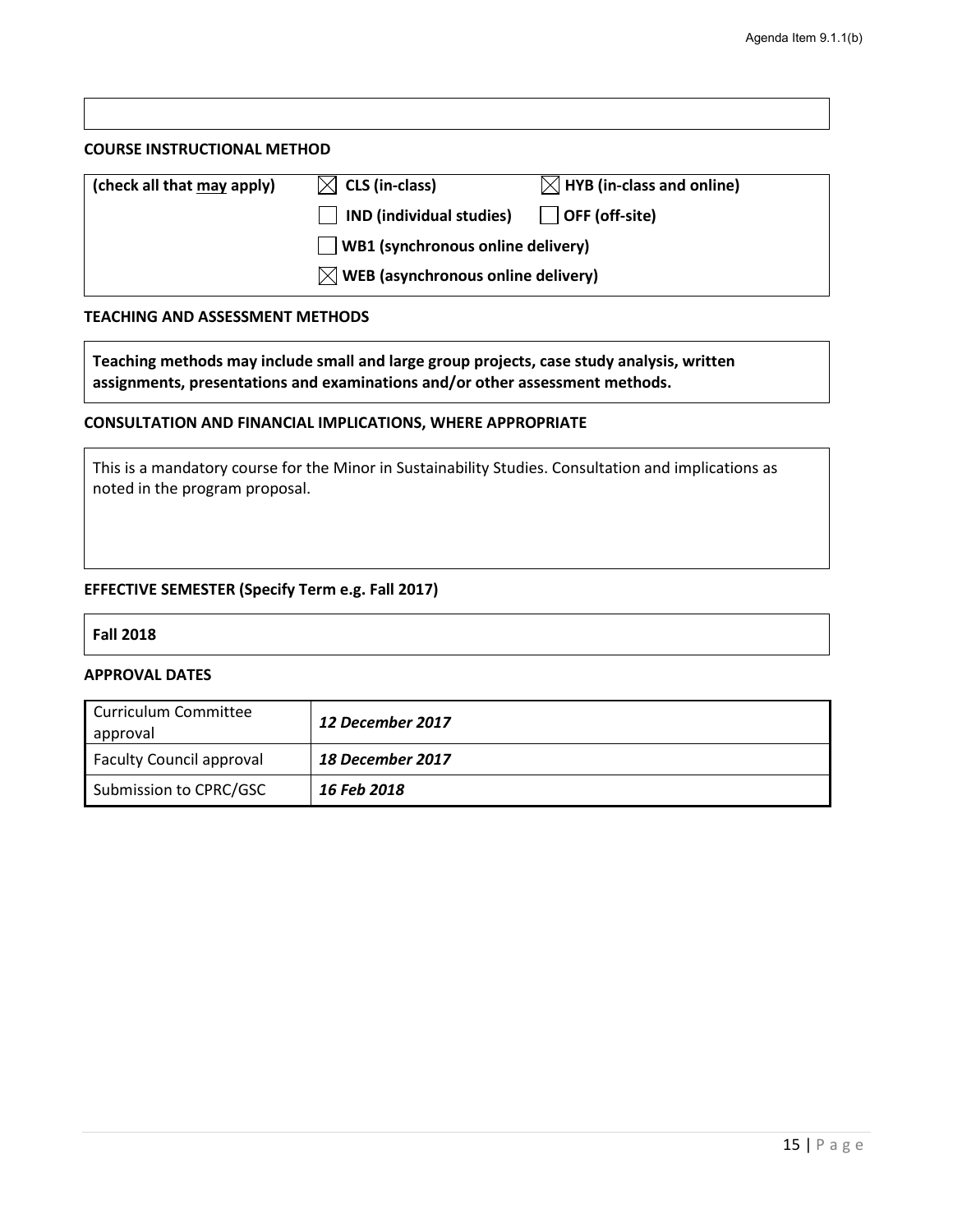## COURSE INSTRUCTIONAL METHOD

| (check all that may apply) | ☒ CLS (in-class) | ☒ HYB (in-class and online) |
|---|---|---|
| | ☐ IND (individual studies) | ☐ OFF (off-site) |
| | ☐ WB1 (synchronous online delivery) | |
| | ☒ WEB (asynchronous online delivery) | |

## TEACHING AND ASSESSMENT METHODS

**Teaching methods may include small and large group projects, case study analysis, written assignments, presentations and examinations and/or other assessment methods.**

## CONSULTATION AND FINANCIAL IMPLICATIONS, WHERE APPROPRIATE

This is a mandatory course for the Minor in Sustainability Studies. Consultation and implications as noted in the program proposal.

## EFFECTIVE SEMESTER (Specify Term e.g. Fall 2017)

**Fall 2018**

## APPROVAL DATES

| | |
|---|---|
| Curriculum Committee approval | ***12 December 2017*** |
| Faculty Council approval | ***18 December 2017*** |
| Submission to CPRC/GSC | ***16 Feb 2018*** |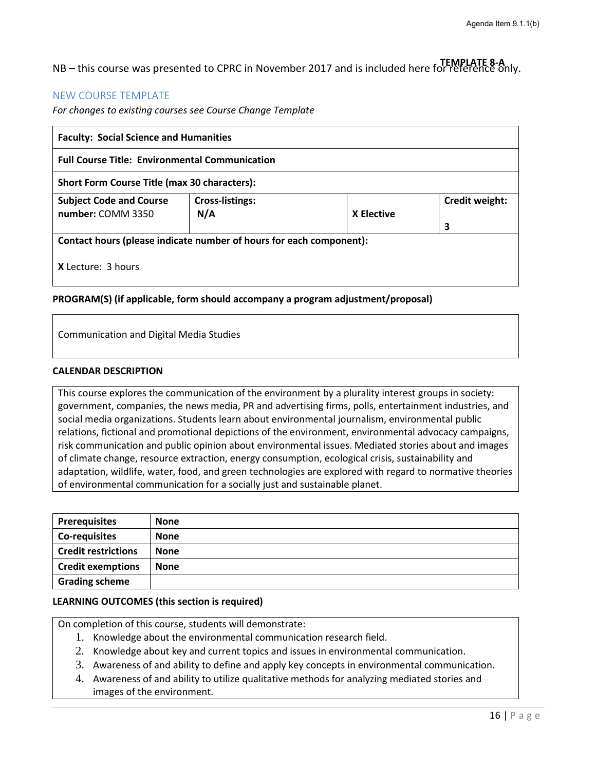NB – this course was presented to CPRC in November 2017 and is included here for reference only.

**TEMPLATE 8-A**

## NEW COURSE TEMPLATE

*For changes to existing courses see Course Change Template*

| **Faculty: Social Science and Humanities** | | | |
|---|---|---|---|
| **Full Course Title: Environmental Communication** | | | |
| **Short Form Course Title (max 30 characters):** | | | |
| **Subject Code and Course number:** COMM 3350 | **Cross-listings:** **N/A** | **X Elective** | **Credit weight:** **3** |
| **Contact hours (please indicate number of hours for each component):** **X** Lecture: 3 hours | | | |

**PROGRAM(S) (if applicable, form should accompany a program adjustment/proposal)**

Communication and Digital Media Studies

**CALENDAR DESCRIPTION**

This course explores the communication of the environment by a plurality interest groups in society: government, companies, the news media, PR and advertising firms, polls, entertainment industries, and social media organizations. Students learn about environmental journalism, environmental public relations, fictional and promotional depictions of the environment, environmental advocacy campaigns, risk communication and public opinion about environmental issues. Mediated stories about and images of climate change, resource extraction, energy consumption, ecological crisis, sustainability and adaptation, wildlife, water, food, and green technologies are explored with regard to normative theories of environmental communication for a socially just and sustainable planet.

| | |
|---|---|
| **Prerequisites** | **None** |
| **Co-requisites** | **None** |
| **Credit restrictions** | **None** |
| **Credit exemptions** | **None** |
| **Grading scheme** | |

**LEARNING OUTCOMES (this section is required)**

On completion of this course, students will demonstrate:

1. Knowledge about the environmental communication research field.
2. Knowledge about key and current topics and issues in environmental communication.
3. Awareness of and ability to define and apply key concepts in environmental communication.
4. Awareness of and ability to utilize qualitative methods for analyzing mediated stories and images of the environment.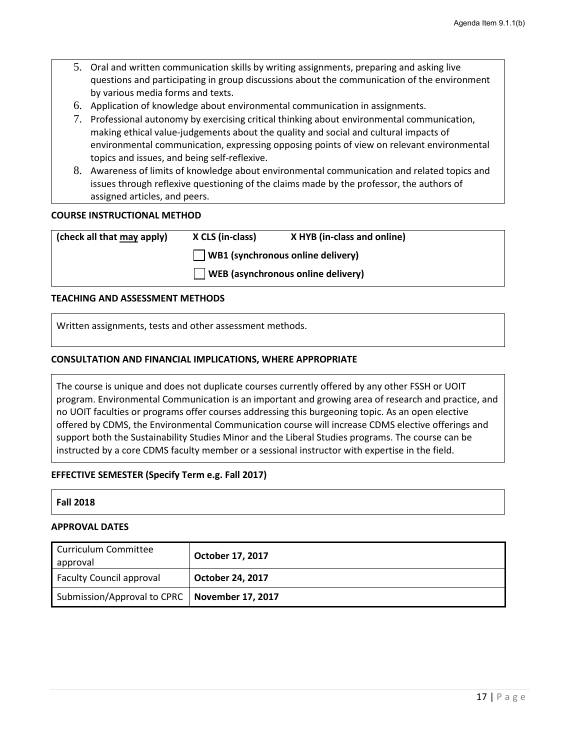5. Oral and written communication skills by writing assignments, preparing and asking live questions and participating in group discussions about the communication of the environment by various media forms and texts.
6. Application of knowledge about environmental communication in assignments.
7. Professional autonomy by exercising critical thinking about environmental communication, making ethical value-judgements about the quality and social and cultural impacts of environmental communication, expressing opposing points of view on relevant environmental topics and issues, and being self-reflexive.
8. Awareness of limits of knowledge about environmental communication and related topics and issues through reflexive questioning of the claims made by the professor, the authors of assigned articles, and peers.

**COURSE INSTRUCTIONAL METHOD**

| (check all that may apply) | X CLS (in-class) | X HYB (in-class and online) |
|---|---|---|
| | ☐ WB1 (synchronous online delivery) | |
| | ☐ WEB (asynchronous online delivery) | |

**TEACHING AND ASSESSMENT METHODS**

Written assignments, tests and other assessment methods.

**CONSULTATION AND FINANCIAL IMPLICATIONS, WHERE APPROPRIATE**

The course is unique and does not duplicate courses currently offered by any other FSSH or UOIT program. Environmental Communication is an important and growing area of research and practice, and no UOIT faculties or programs offer courses addressing this burgeoning topic. As an open elective offered by CDMS, the Environmental Communication course will increase CDMS elective offerings and support both the Sustainability Studies Minor and the Liberal Studies programs. The course can be instructed by a core CDMS faculty member or a sessional instructor with expertise in the field.

**EFFECTIVE SEMESTER (Specify Term e.g. Fall 2017)**

**Fall 2018**

**APPROVAL DATES**

| | |
|---|---|
| Curriculum Committee approval | **October 17, 2017** |
| Faculty Council approval | **October 24, 2017** |
| Submission/Approval to CPRC | **November 17, 2017** |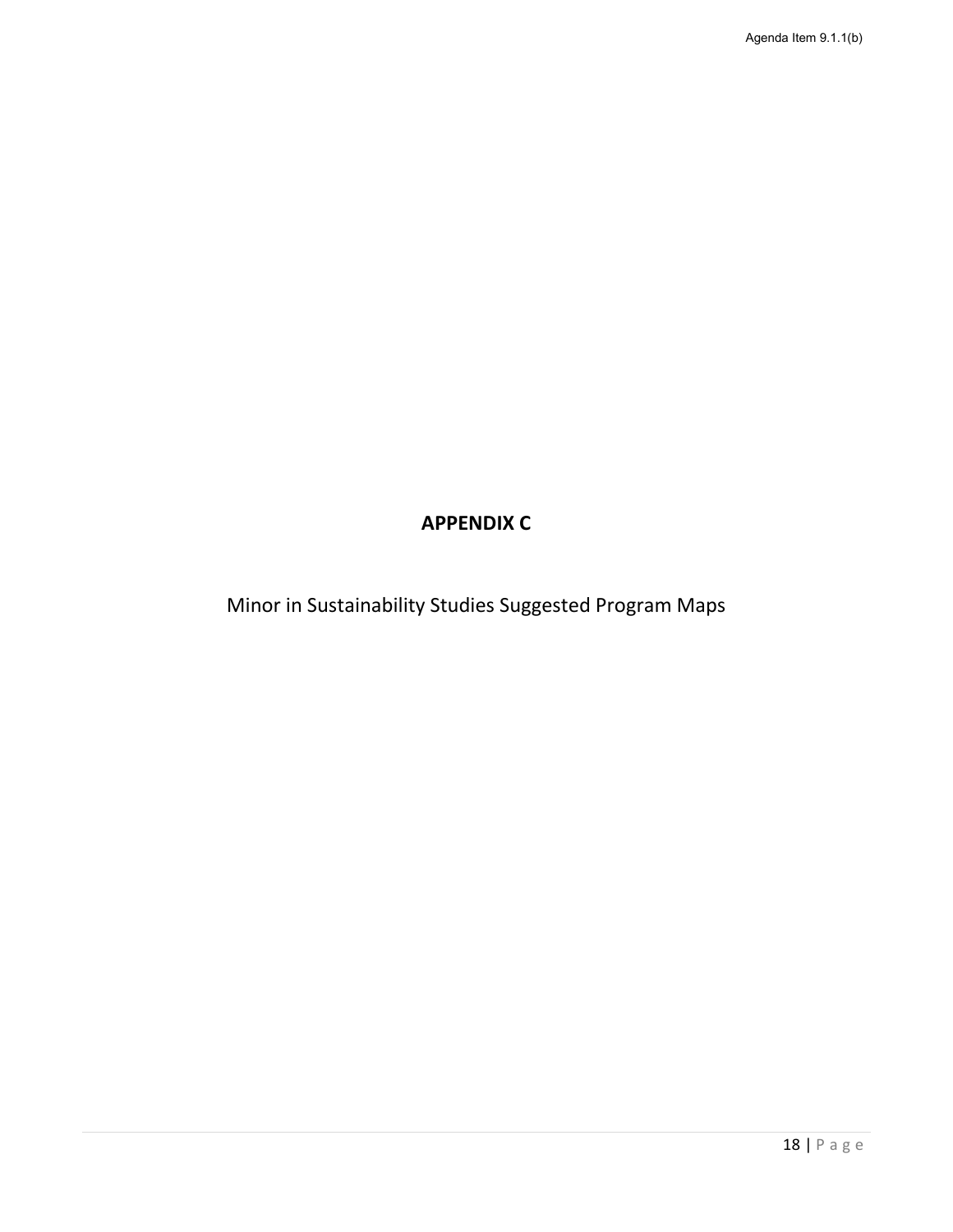# APPENDIX C

Minor in Sustainability Studies Suggested Program Maps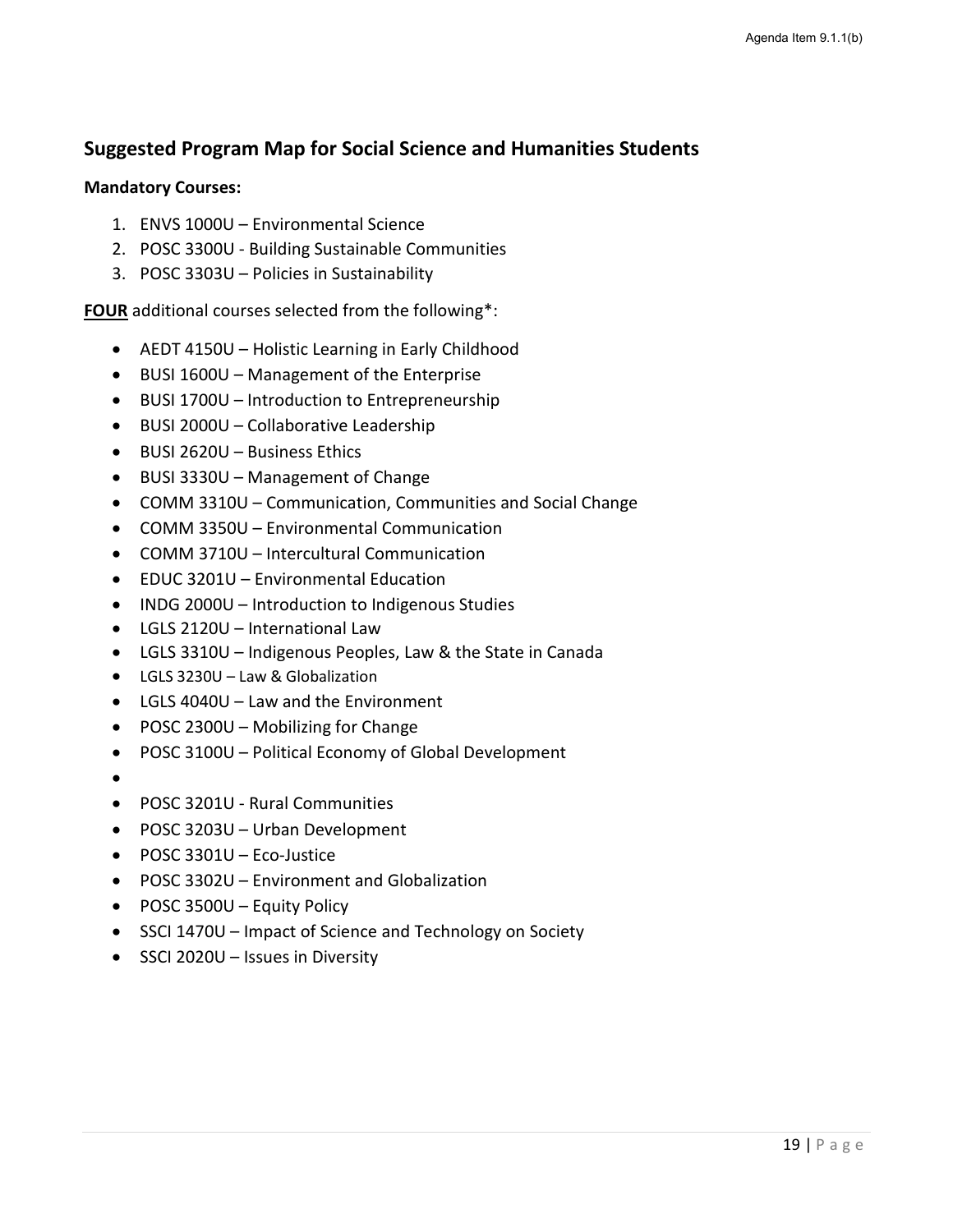## Suggested Program Map for Social Science and Humanities Students

**Mandatory Courses:**

1. ENVS 1000U – Environmental Science
2. POSC 3300U - Building Sustainable Communities
3. POSC 3303U – Policies in Sustainability

**FOUR** additional courses selected from the following*:

- AEDT 4150U – Holistic Learning in Early Childhood
- BUSI 1600U – Management of the Enterprise
- BUSI 1700U – Introduction to Entrepreneurship
- BUSI 2000U – Collaborative Leadership
- BUSI 2620U – Business Ethics
- BUSI 3330U – Management of Change
- COMM 3310U – Communication, Communities and Social Change
- COMM 3350U – Environmental Communication
- COMM 3710U – Intercultural Communication
- EDUC 3201U – Environmental Education
- INDG 2000U – Introduction to Indigenous Studies
- LGLS 2120U – International Law
- LGLS 3310U – Indigenous Peoples, Law & the State in Canada
- LGLS 3230U – Law & Globalization
- LGLS 4040U – Law and the Environment
- POSC 2300U – Mobilizing for Change
- POSC 3100U – Political Economy of Global Development
- 
- POSC 3201U - Rural Communities
- POSC 3203U – Urban Development
- POSC 3301U – Eco-Justice
- POSC 3302U – Environment and Globalization
- POSC 3500U – Equity Policy
- SSCI 1470U – Impact of Science and Technology on Society
- SSCI 2020U – Issues in Diversity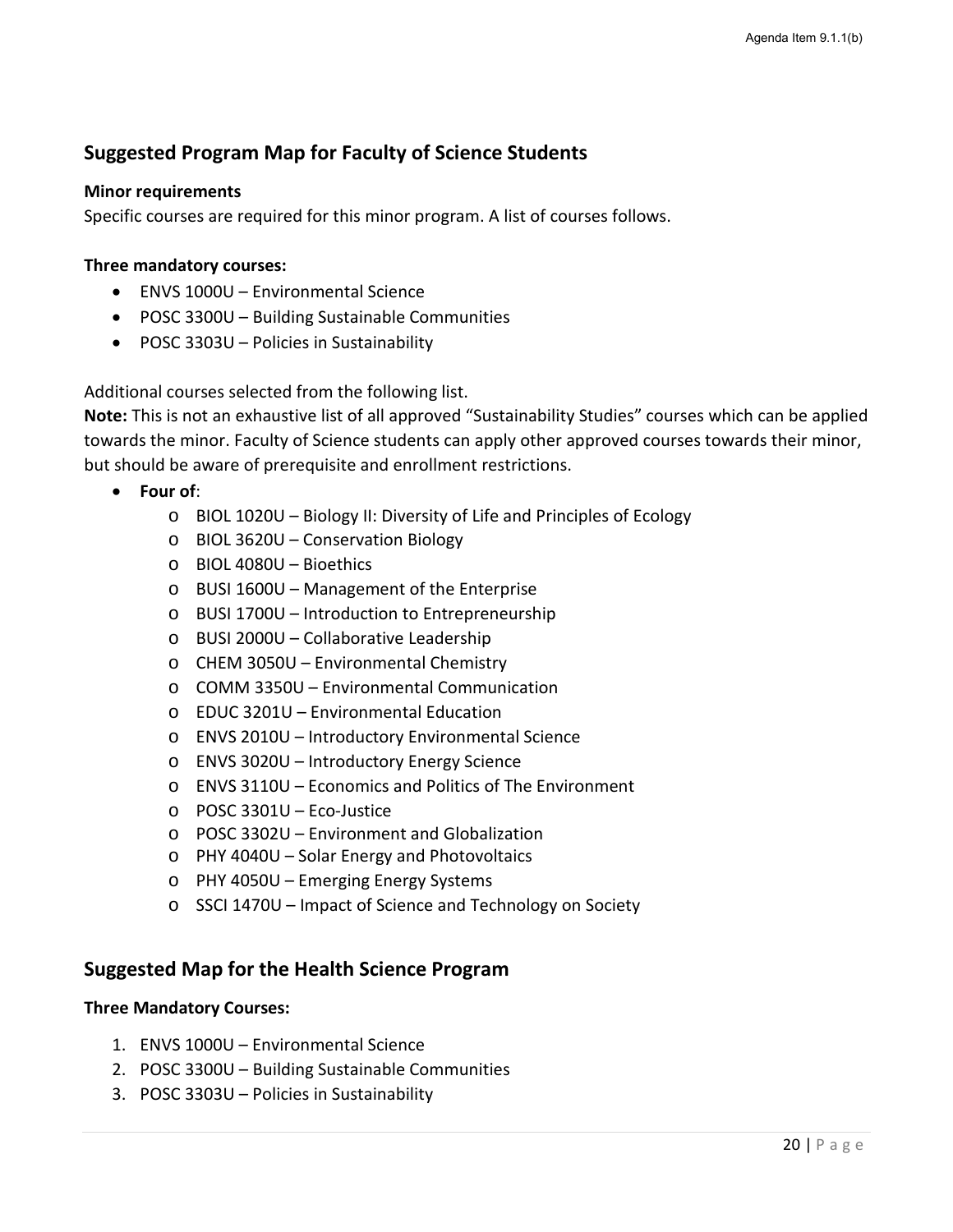## Suggested Program Map for Faculty of Science Students

**Minor requirements**

Specific courses are required for this minor program. A list of courses follows.

**Three mandatory courses:**

- ENVS 1000U – Environmental Science
- POSC 3300U – Building Sustainable Communities
- POSC 3303U – Policies in Sustainability

Additional courses selected from the following list.

**Note:** This is not an exhaustive list of all approved "Sustainability Studies" courses which can be applied towards the minor. Faculty of Science students can apply other approved courses towards their minor, but should be aware of prerequisite and enrollment restrictions.

- **Four of**:
  - BIOL 1020U – Biology II: Diversity of Life and Principles of Ecology
  - BIOL 3620U – Conservation Biology
  - BIOL 4080U – Bioethics
  - BUSI 1600U – Management of the Enterprise
  - BUSI 1700U – Introduction to Entrepreneurship
  - BUSI 2000U – Collaborative Leadership
  - CHEM 3050U – Environmental Chemistry
  - COMM 3350U – Environmental Communication
  - EDUC 3201U – Environmental Education
  - ENVS 2010U – Introductory Environmental Science
  - ENVS 3020U – Introductory Energy Science
  - ENVS 3110U – Economics and Politics of The Environment
  - POSC 3301U – Eco-Justice
  - POSC 3302U – Environment and Globalization
  - PHY 4040U – Solar Energy and Photovoltaics
  - PHY 4050U – Emerging Energy Systems
  - SSCI 1470U – Impact of Science and Technology on Society

## Suggested Map for the Health Science Program

**Three Mandatory Courses:**

1. ENVS 1000U – Environmental Science
2. POSC 3300U – Building Sustainable Communities
3. POSC 3303U – Policies in Sustainability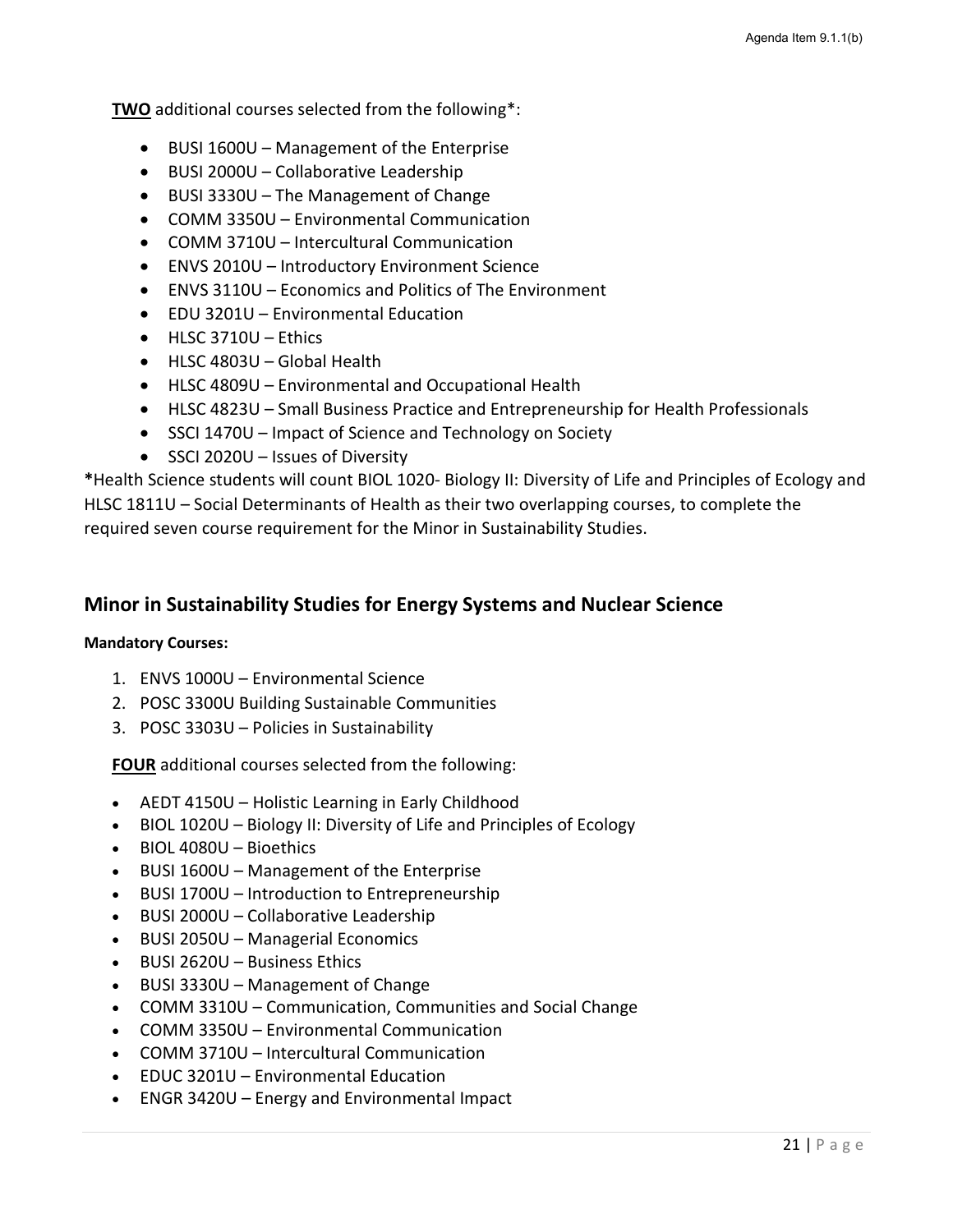**TWO** additional courses selected from the following*:

- BUSI 1600U – Management of the Enterprise
- BUSI 2000U – Collaborative Leadership
- BUSI 3330U – The Management of Change
- COMM 3350U – Environmental Communication
- COMM 3710U – Intercultural Communication
- ENVS 2010U – Introductory Environment Science
- ENVS 3110U – Economics and Politics of The Environment
- EDU 3201U – Environmental Education
- HLSC 3710U – Ethics
- HLSC 4803U – Global Health
- HLSC 4809U – Environmental and Occupational Health
- HLSC 4823U – Small Business Practice and Entrepreneurship for Health Professionals
- SSCI 1470U – Impact of Science and Technology on Society
- SSCI 2020U – Issues of Diversity

***Health Science students will count BIOL 1020- Biology II: Diversity of Life and Principles of Ecology and HLSC 1811U – Social Determinants of Health as their two overlapping courses, to complete the required seven course requirement for the Minor in Sustainability Studies.

## Minor in Sustainability Studies for Energy Systems and Nuclear Science

**Mandatory Courses:**

1. ENVS 1000U – Environmental Science
2. POSC 3300U Building Sustainable Communities
3. POSC 3303U – Policies in Sustainability

**FOUR** additional courses selected from the following:

- AEDT 4150U – Holistic Learning in Early Childhood
- BIOL 1020U – Biology II: Diversity of Life and Principles of Ecology
- BIOL 4080U – Bioethics
- BUSI 1600U – Management of the Enterprise
- BUSI 1700U – Introduction to Entrepreneurship
- BUSI 2000U – Collaborative Leadership
- BUSI 2050U – Managerial Economics
- BUSI 2620U – Business Ethics
- BUSI 3330U – Management of Change
- COMM 3310U – Communication, Communities and Social Change
- COMM 3350U – Environmental Communication
- COMM 3710U – Intercultural Communication
- EDUC 3201U – Environmental Education
- ENGR 3420U – Energy and Environmental Impact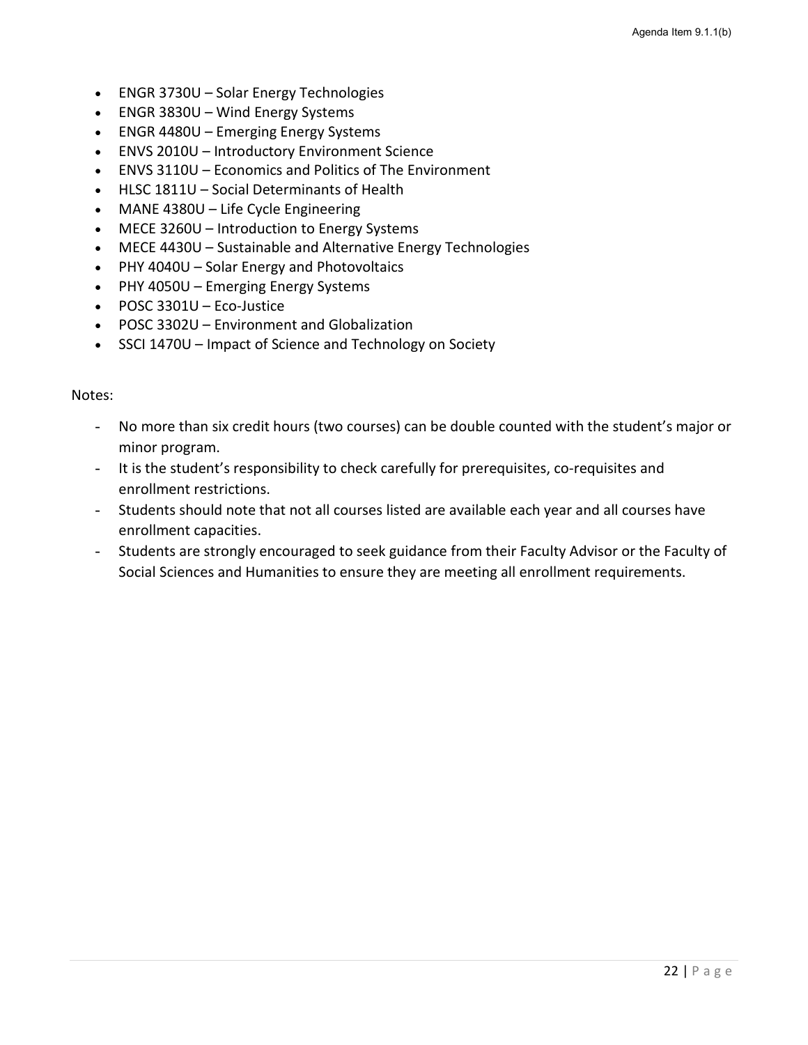- ENGR 3730U – Solar Energy Technologies
- ENGR 3830U – Wind Energy Systems
- ENGR 4480U – Emerging Energy Systems
- ENVS 2010U – Introductory Environment Science
- ENVS 3110U – Economics and Politics of The Environment
- HLSC 1811U – Social Determinants of Health
- MANE 4380U – Life Cycle Engineering
- MECE 3260U – Introduction to Energy Systems
- MECE 4430U – Sustainable and Alternative Energy Technologies
- PHY 4040U – Solar Energy and Photovoltaics
- PHY 4050U – Emerging Energy Systems
- POSC 3301U – Eco-Justice
- POSC 3302U – Environment and Globalization
- SSCI 1470U – Impact of Science and Technology on Society

Notes:

- No more than six credit hours (two courses) can be double counted with the student's major or minor program.
- It is the student's responsibility to check carefully for prerequisites, co-requisites and enrollment restrictions.
- Students should note that not all courses listed are available each year and all courses have enrollment capacities.
- Students are strongly encouraged to seek guidance from their Faculty Advisor or the Faculty of Social Sciences and Humanities to ensure they are meeting all enrollment requirements.